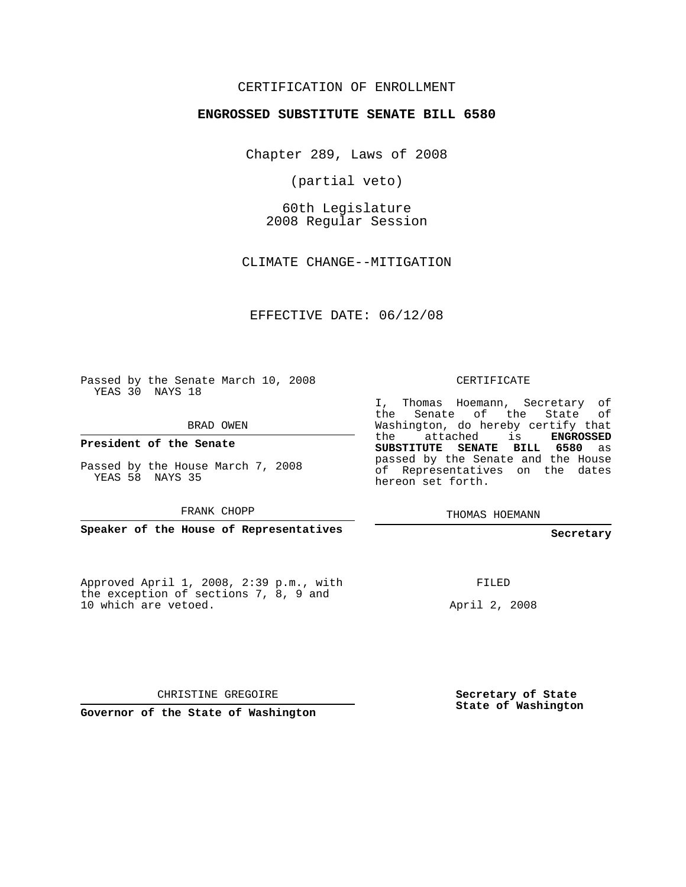CERTIFICATION OF ENROLLMENT

**ENGROSSED SUBSTITUTE SENATE BILL 6580**

Chapter 289, Laws of 2008

(partial veto)

60th Legislature
2008 Regular Session

CLIMATE CHANGE--MITIGATION

EFFECTIVE DATE: 06/12/08

Passed by the Senate March 10, 2008
YEAS 30 NAYS 18

BRAD OWEN

**President of the Senate**

Passed by the House March 7, 2008
YEAS 58 NAYS 35

FRANK CHOPP

**Speaker of the House of Representatives**

CERTIFICATE

I, Thomas Hoemann, Secretary of the Senate of the State of Washington, do hereby certify that the attached is **ENGROSSED SUBSTITUTE SENATE BILL 6580** as passed by the Senate and the House of Representatives on the dates hereon set forth.

THOMAS HOEMANN

**Secretary**

Approved April 1, 2008, 2:39 p.m., with the exception of sections 7, 8, 9 and 10 which are vetoed.

FILED

April 2, 2008

CHRISTINE GREGOIRE

**Governor of the State of Washington**

**Secretary of State**
**State of Washington**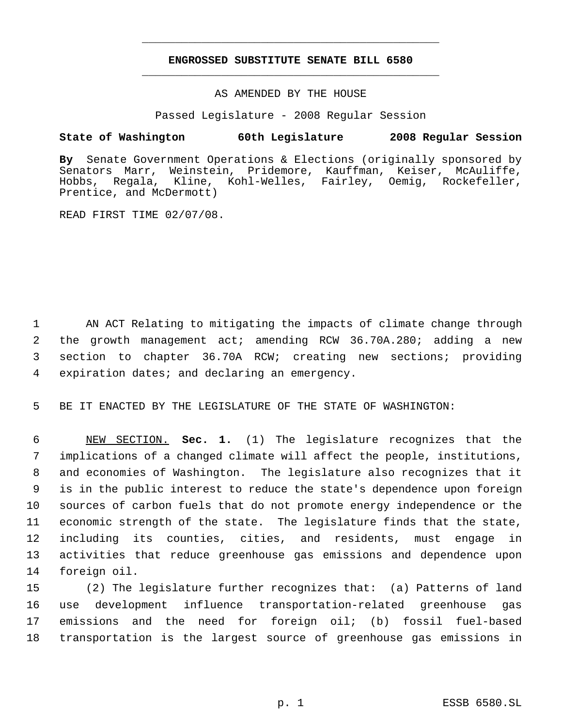# ENGROSSED SUBSTITUTE SENATE BILL 6580

AS AMENDED BY THE HOUSE

Passed Legislature - 2008 Regular Session

**State of Washington 60th Legislature 2008 Regular Session**

**By** Senate Government Operations & Elections (originally sponsored by Senators Marr, Weinstein, Pridemore, Kauffman, Keiser, McAuliffe, Hobbs, Regala, Kline, Kohl-Welles, Fairley, Oemig, Rockefeller, Prentice, and McDermott)

READ FIRST TIME 02/07/08.

AN ACT Relating to mitigating the impacts of climate change through the growth management act; amending RCW 36.70A.280; adding a new section to chapter 36.70A RCW; creating new sections; providing expiration dates; and declaring an emergency.

BE IT ENACTED BY THE LEGISLATURE OF THE STATE OF WASHINGTON:

NEW SECTION. **Sec. 1.** (1) The legislature recognizes that the implications of a changed climate will affect the people, institutions, and economies of Washington. The legislature also recognizes that it is in the public interest to reduce the state's dependence upon foreign sources of carbon fuels that do not promote energy independence or the economic strength of the state. The legislature finds that the state, including its counties, cities, and residents, must engage in activities that reduce greenhouse gas emissions and dependence upon foreign oil.

(2) The legislature further recognizes that: (a) Patterns of land use development influence transportation-related greenhouse gas emissions and the need for foreign oil; (b) fossil fuel-based transportation is the largest source of greenhouse gas emissions in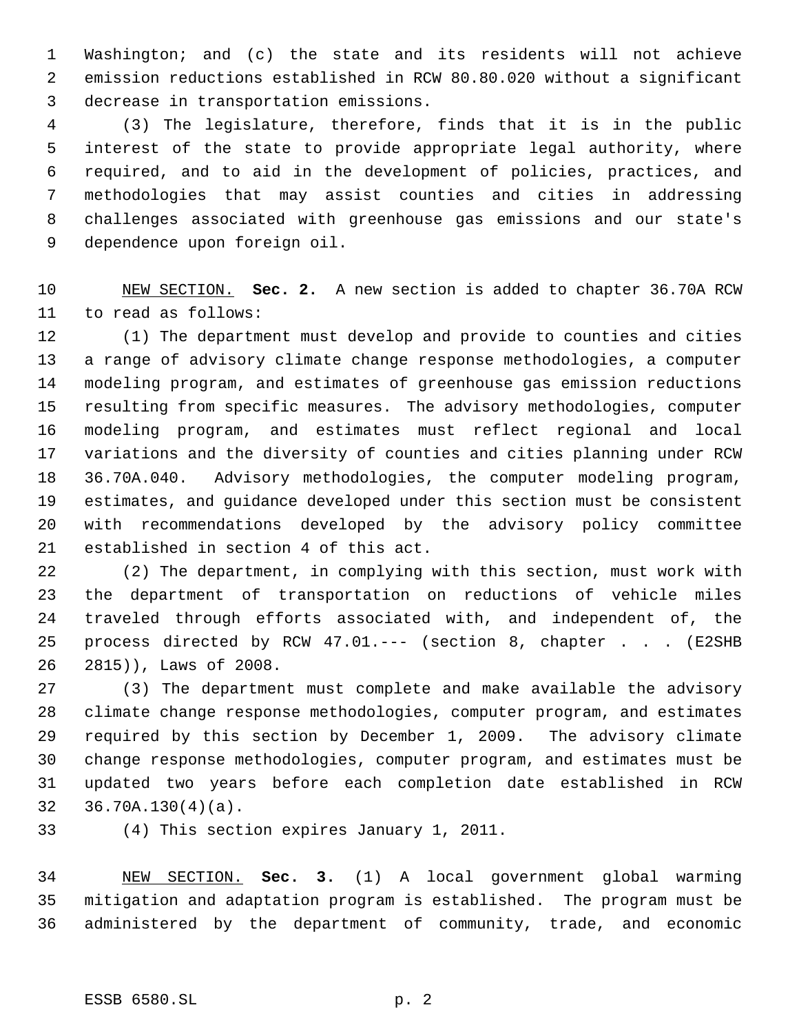Washington; and (c) the state and its residents will not achieve emission reductions established in RCW 80.80.020 without a significant decrease in transportation emissions.

(3) The legislature, therefore, finds that it is in the public interest of the state to provide appropriate legal authority, where required, and to aid in the development of policies, practices, and methodologies that may assist counties and cities in addressing challenges associated with greenhouse gas emissions and our state's dependence upon foreign oil.

NEW SECTION. **Sec. 2.** A new section is added to chapter 36.70A RCW to read as follows:

(1) The department must develop and provide to counties and cities a range of advisory climate change response methodologies, a computer modeling program, and estimates of greenhouse gas emission reductions resulting from specific measures. The advisory methodologies, computer modeling program, and estimates must reflect regional and local variations and the diversity of counties and cities planning under RCW 36.70A.040. Advisory methodologies, the computer modeling program, estimates, and guidance developed under this section must be consistent with recommendations developed by the advisory policy committee established in section 4 of this act.

(2) The department, in complying with this section, must work with the department of transportation on reductions of vehicle miles traveled through efforts associated with, and independent of, the process directed by RCW 47.01.--- (section 8, chapter . . . (E2SHB 2815)), Laws of 2008.

(3) The department must complete and make available the advisory climate change response methodologies, computer program, and estimates required by this section by December 1, 2009. The advisory climate change response methodologies, computer program, and estimates must be updated two years before each completion date established in RCW 36.70A.130(4)(a).

(4) This section expires January 1, 2011.

NEW SECTION. **Sec. 3.** (1) A local government global warming mitigation and adaptation program is established. The program must be administered by the department of community, trade, and economic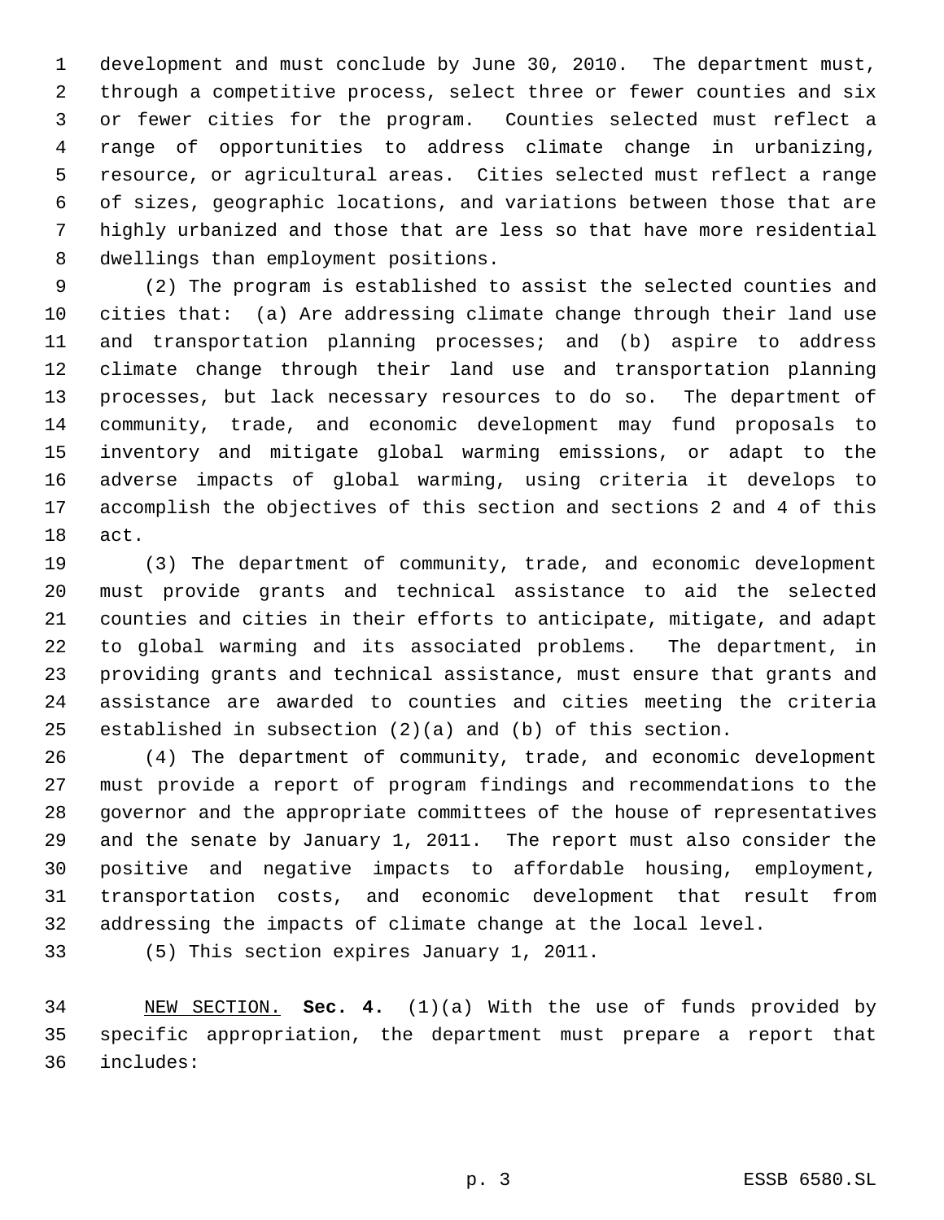development and must conclude by June 30, 2010. The department must, through a competitive process, select three or fewer counties and six or fewer cities for the program. Counties selected must reflect a range of opportunities to address climate change in urbanizing, resource, or agricultural areas. Cities selected must reflect a range of sizes, geographic locations, and variations between those that are highly urbanized and those that are less so that have more residential dwellings than employment positions.

(2) The program is established to assist the selected counties and cities that: (a) Are addressing climate change through their land use and transportation planning processes; and (b) aspire to address climate change through their land use and transportation planning processes, but lack necessary resources to do so. The department of community, trade, and economic development may fund proposals to inventory and mitigate global warming emissions, or adapt to the adverse impacts of global warming, using criteria it develops to accomplish the objectives of this section and sections 2 and 4 of this act.

(3) The department of community, trade, and economic development must provide grants and technical assistance to aid the selected counties and cities in their efforts to anticipate, mitigate, and adapt to global warming and its associated problems. The department, in providing grants and technical assistance, must ensure that grants and assistance are awarded to counties and cities meeting the criteria established in subsection (2)(a) and (b) of this section.

(4) The department of community, trade, and economic development must provide a report of program findings and recommendations to the governor and the appropriate committees of the house of representatives and the senate by January 1, 2011. The report must also consider the positive and negative impacts to affordable housing, employment, transportation costs, and economic development that result from addressing the impacts of climate change at the local level.

(5) This section expires January 1, 2011.

NEW SECTION. **Sec. 4.** (1)(a) With the use of funds provided by specific appropriation, the department must prepare a report that includes: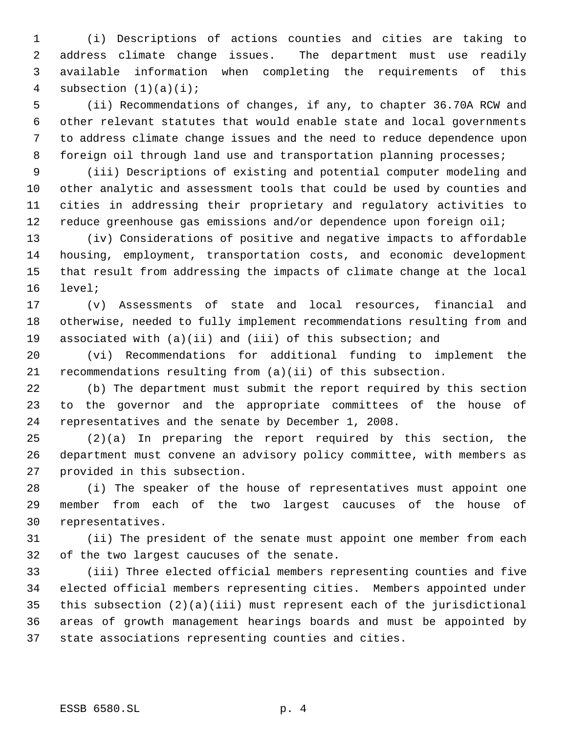(i) Descriptions of actions counties and cities are taking to address climate change issues. The department must use readily available information when completing the requirements of this subsection (1)(a)(i);

(ii) Recommendations of changes, if any, to chapter 36.70A RCW and other relevant statutes that would enable state and local governments to address climate change issues and the need to reduce dependence upon foreign oil through land use and transportation planning processes;

(iii) Descriptions of existing and potential computer modeling and other analytic and assessment tools that could be used by counties and cities in addressing their proprietary and regulatory activities to reduce greenhouse gas emissions and/or dependence upon foreign oil;

(iv) Considerations of positive and negative impacts to affordable housing, employment, transportation costs, and economic development that result from addressing the impacts of climate change at the local level;

(v) Assessments of state and local resources, financial and otherwise, needed to fully implement recommendations resulting from and associated with (a)(ii) and (iii) of this subsection; and

(vi) Recommendations for additional funding to implement the recommendations resulting from (a)(ii) of this subsection.

(b) The department must submit the report required by this section to the governor and the appropriate committees of the house of representatives and the senate by December 1, 2008.

(2)(a) In preparing the report required by this section, the department must convene an advisory policy committee, with members as provided in this subsection.

(i) The speaker of the house of representatives must appoint one member from each of the two largest caucuses of the house of representatives.

(ii) The president of the senate must appoint one member from each of the two largest caucuses of the senate.

(iii) Three elected official members representing counties and five elected official members representing cities. Members appointed under this subsection (2)(a)(iii) must represent each of the jurisdictional areas of growth management hearings boards and must be appointed by state associations representing counties and cities.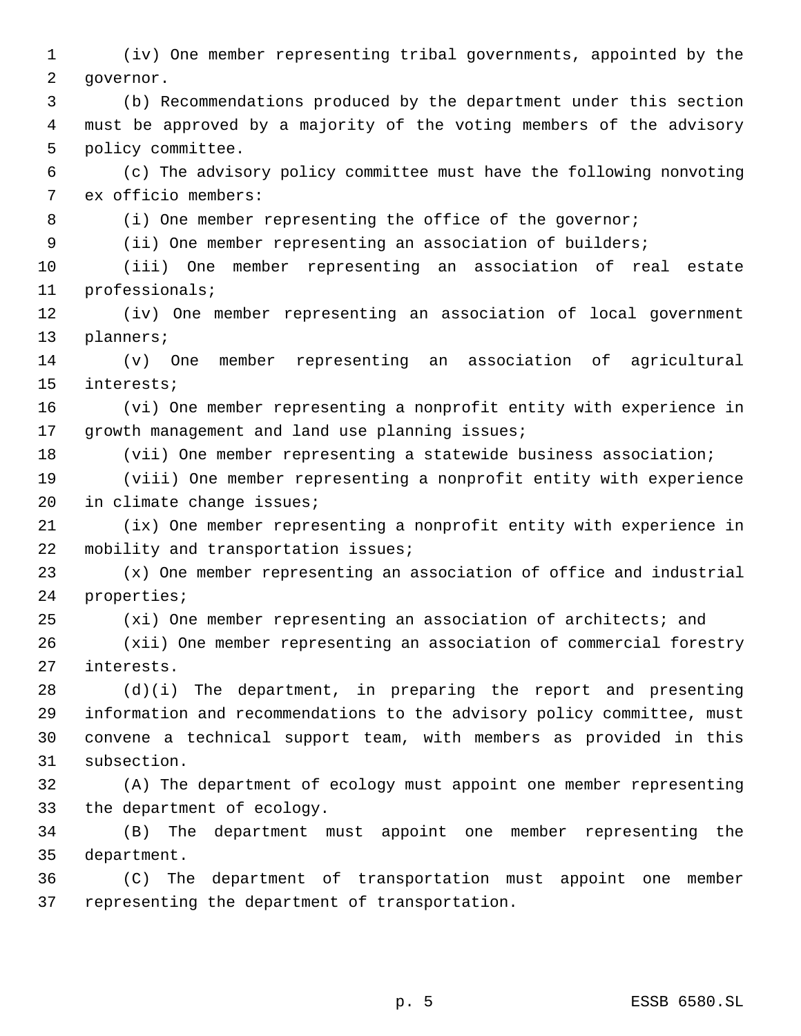(iv) One member representing tribal governments, appointed by the governor.

(b) Recommendations produced by the department under this section must be approved by a majority of the voting members of the advisory policy committee.

(c) The advisory policy committee must have the following nonvoting ex officio members:

(i) One member representing the office of the governor;

(ii) One member representing an association of builders;

(iii) One member representing an association of real estate professionals;

(iv) One member representing an association of local government planners;

(v) One member representing an association of agricultural interests;

(vi) One member representing a nonprofit entity with experience in growth management and land use planning issues;

(vii) One member representing a statewide business association;

(viii) One member representing a nonprofit entity with experience in climate change issues;

(ix) One member representing a nonprofit entity with experience in mobility and transportation issues;

(x) One member representing an association of office and industrial properties;

(xi) One member representing an association of architects; and

(xii) One member representing an association of commercial forestry interests.

(d)(i) The department, in preparing the report and presenting information and recommendations to the advisory policy committee, must convene a technical support team, with members as provided in this subsection.

(A) The department of ecology must appoint one member representing the department of ecology.

(B) The department must appoint one member representing the department.

(C) The department of transportation must appoint one member representing the department of transportation.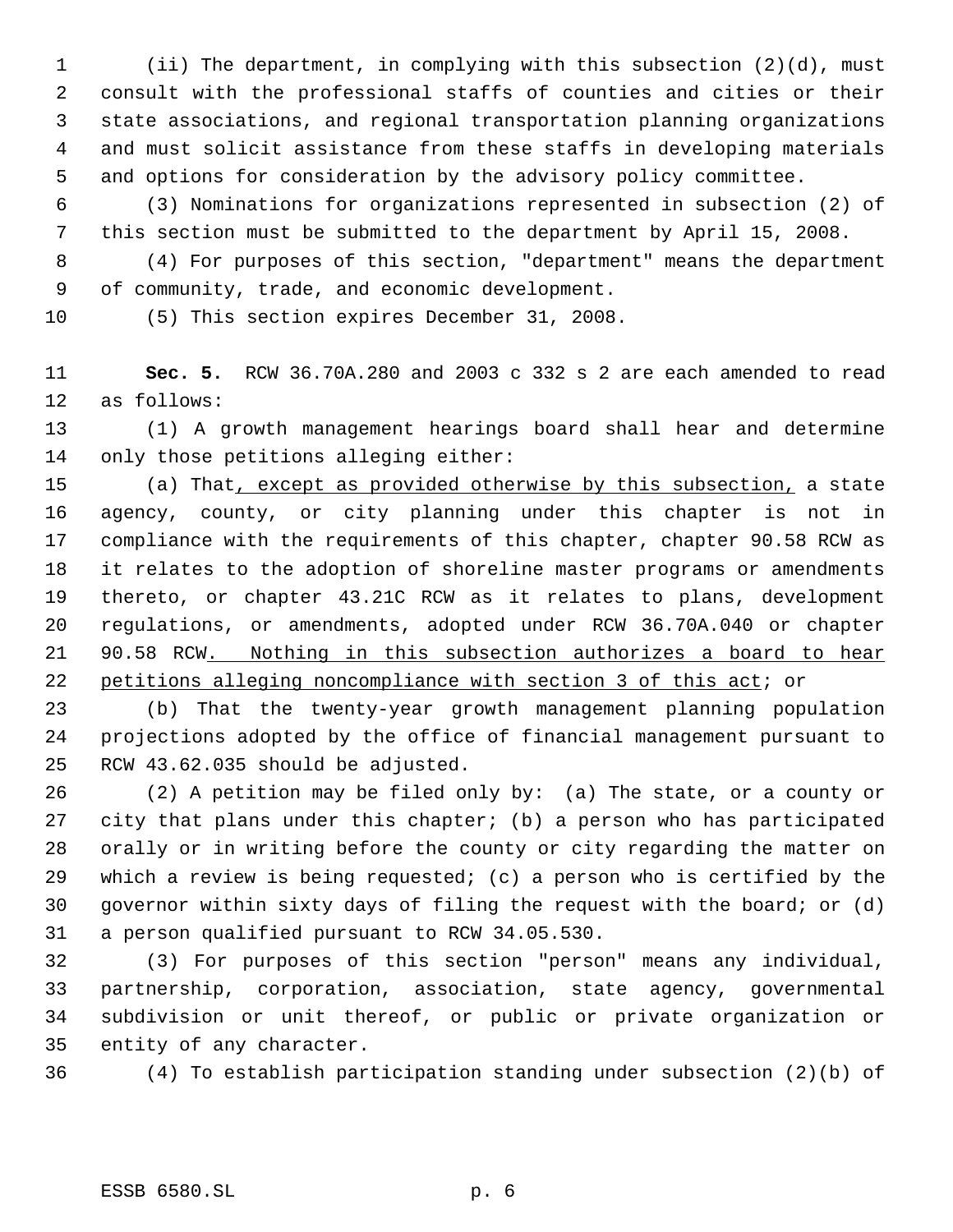(ii) The department, in complying with this subsection (2)(d), must consult with the professional staffs of counties and cities or their state associations, and regional transportation planning organizations and must solicit assistance from these staffs in developing materials and options for consideration by the advisory policy committee.

(3) Nominations for organizations represented in subsection (2) of this section must be submitted to the department by April 15, 2008.

(4) For purposes of this section, "department" means the department of community, trade, and economic development.

(5) This section expires December 31, 2008.

**Sec. 5.** RCW 36.70A.280 and 2003 c 332 s 2 are each amended to read as follows:

(1) A growth management hearings board shall hear and determine only those petitions alleging either:

(a) That<u>, except as provided otherwise by this subsection,</u> a state agency, county, or city planning under this chapter is not in compliance with the requirements of this chapter, chapter 90.58 RCW as it relates to the adoption of shoreline master programs or amendments thereto, or chapter 43.21C RCW as it relates to plans, development regulations, or amendments, adopted under RCW 36.70A.040 or chapter 90.58 RCW<u>. Nothing in this subsection authorizes a board to hear petitions alleging noncompliance with section 3 of this act</u>; or

(b) That the twenty-year growth management planning population projections adopted by the office of financial management pursuant to RCW 43.62.035 should be adjusted.

(2) A petition may be filed only by: (a) The state, or a county or city that plans under this chapter; (b) a person who has participated orally or in writing before the county or city regarding the matter on which a review is being requested; (c) a person who is certified by the governor within sixty days of filing the request with the board; or (d) a person qualified pursuant to RCW 34.05.530.

(3) For purposes of this section "person" means any individual, partnership, corporation, association, state agency, governmental subdivision or unit thereof, or public or private organization or entity of any character.

(4) To establish participation standing under subsection (2)(b) of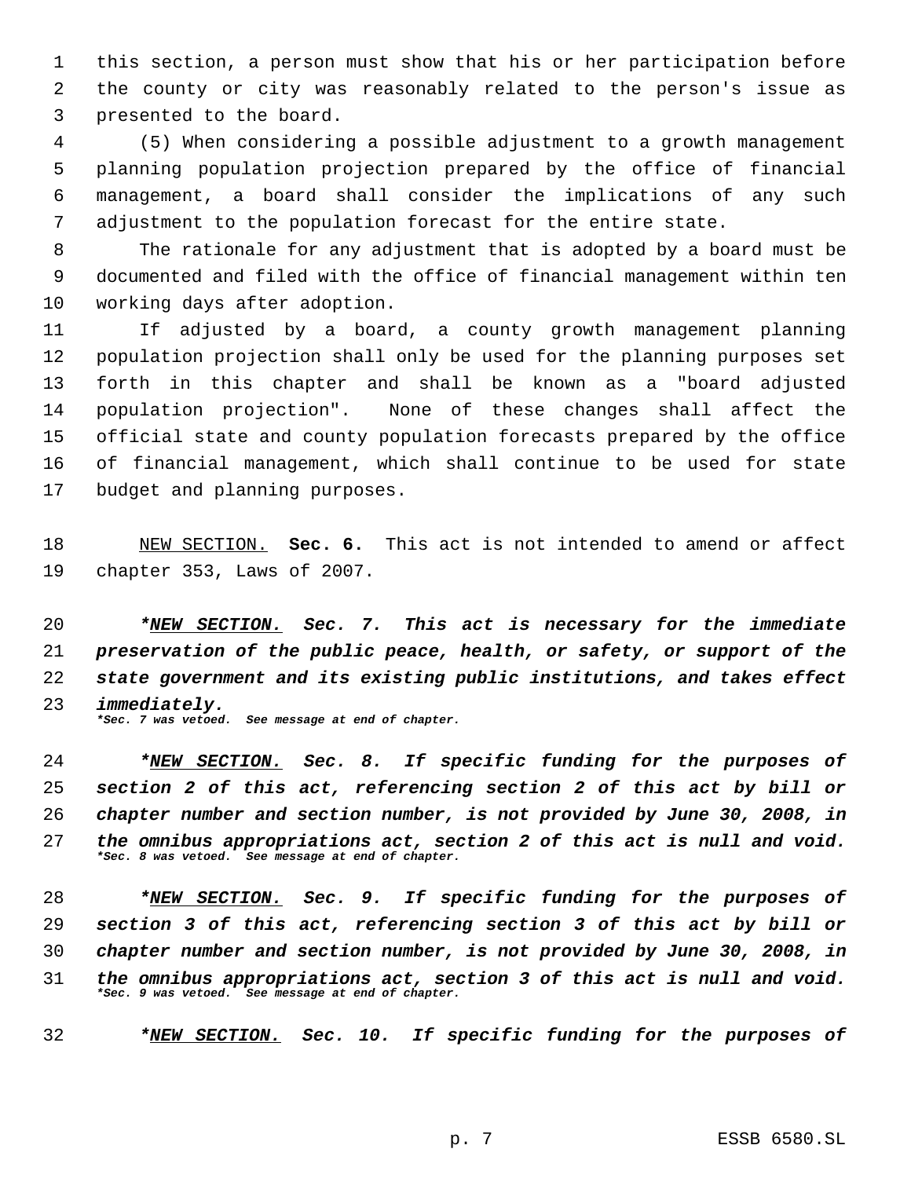this section, a person must show that his or her participation before the county or city was reasonably related to the person's issue as presented to the board.

(5) When considering a possible adjustment to a growth management planning population projection prepared by the office of financial management, a board shall consider the implications of any such adjustment to the population forecast for the entire state.

The rationale for any adjustment that is adopted by a board must be documented and filed with the office of financial management within ten working days after adoption.

If adjusted by a board, a county growth management planning population projection shall only be used for the planning purposes set forth in this chapter and shall be known as a "board adjusted population projection". None of these changes shall affect the official state and county population forecasts prepared by the office of financial management, which shall continue to be used for state budget and planning purposes.

NEW SECTION. **Sec. 6.** This act is not intended to amend or affect chapter 353, Laws of 2007.

***NEW SECTION. Sec. 7. This act is necessary for the immediate preservation of the public peace, health, or safety, or support of the state government and its existing public institutions, and takes effect immediately.***
****Sec. 7 was vetoed. See message at end of chapter.***

***NEW SECTION. Sec. 8. If specific funding for the purposes of section 2 of this act, referencing section 2 of this act by bill or chapter number and section number, is not provided by June 30, 2008, in the omnibus appropriations act, section 2 of this act is null and void.***
****Sec. 8 was vetoed. See message at end of chapter.***

***NEW SECTION. Sec. 9. If specific funding for the purposes of section 3 of this act, referencing section 3 of this act by bill or chapter number and section number, is not provided by June 30, 2008, in the omnibus appropriations act, section 3 of this act is null and void.***
****Sec. 9 was vetoed. See message at end of chapter.***

***NEW SECTION. Sec. 10. If specific funding for the purposes of***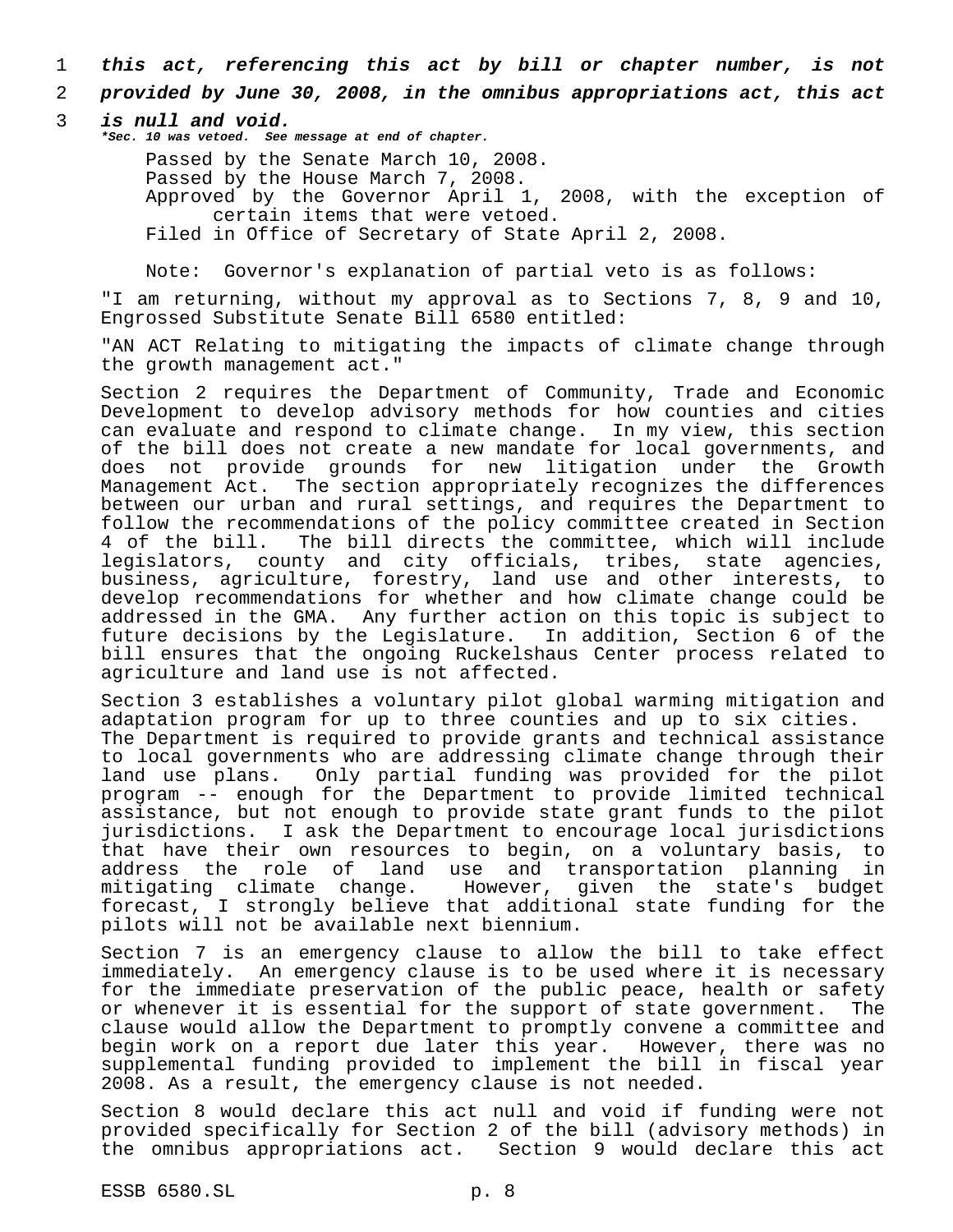***this act, referencing this act by bill or chapter number, is not provided by June 30, 2008, in the omnibus appropriations act, this act is null and void.***

****Sec. 10 was vetoed. See message at end of chapter.***

Passed by the Senate March 10, 2008.
Passed by the House March 7, 2008.
Approved by the Governor April 1, 2008, with the exception of certain items that were vetoed.
Filed in Office of Secretary of State April 2, 2008.

Note: Governor's explanation of partial veto is as follows:

"I am returning, without my approval as to Sections 7, 8, 9 and 10, Engrossed Substitute Senate Bill 6580 entitled:

"AN ACT Relating to mitigating the impacts of climate change through the growth management act."

Section 2 requires the Department of Community, Trade and Economic Development to develop advisory methods for how counties and cities can evaluate and respond to climate change. In my view, this section of the bill does not create a new mandate for local governments, and does not provide grounds for new litigation under the Growth Management Act. The section appropriately recognizes the differences between our urban and rural settings, and requires the Department to follow the recommendations of the policy committee created in Section 4 of the bill. The bill directs the committee, which will include legislators, county and city officials, tribes, state agencies, business, agriculture, forestry, land use and other interests, to develop recommendations for whether and how climate change could be addressed in the GMA. Any further action on this topic is subject to future decisions by the Legislature. In addition, Section 6 of the bill ensures that the ongoing Ruckelshaus Center process related to agriculture and land use is not affected.

Section 3 establishes a voluntary pilot global warming mitigation and adaptation program for up to three counties and up to six cities. The Department is required to provide grants and technical assistance to local governments who are addressing climate change through their land use plans. Only partial funding was provided for the pilot program -- enough for the Department to provide limited technical assistance, but not enough to provide state grant funds to the pilot jurisdictions. I ask the Department to encourage local jurisdictions that have their own resources to begin, on a voluntary basis, to address the role of land use and transportation planning in mitigating climate change. However, given the state's budget forecast, I strongly believe that additional state funding for the pilots will not be available next biennium.

Section 7 is an emergency clause to allow the bill to take effect immediately. An emergency clause is to be used where it is necessary for the immediate preservation of the public peace, health or safety or whenever it is essential for the support of state government. The clause would allow the Department to promptly convene a committee and begin work on a report due later this year. However, there was no supplemental funding provided to implement the bill in fiscal year 2008. As a result, the emergency clause is not needed.

Section 8 would declare this act null and void if funding were not provided specifically for Section 2 of the bill (advisory methods) in the omnibus appropriations act. Section 9 would declare this act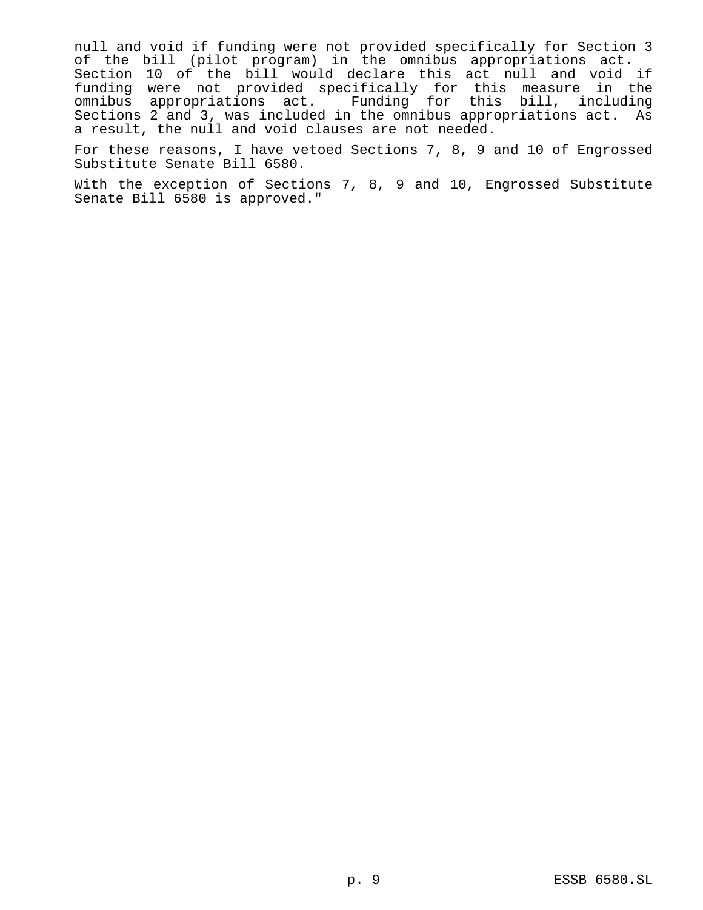null and void if funding were not provided specifically for Section 3 of the bill (pilot program) in the omnibus appropriations act. Section 10 of the bill would declare this act null and void if funding were not provided specifically for this measure in the omnibus appropriations act. Funding for this bill, including Sections 2 and 3, was included in the omnibus appropriations act. As a result, the null and void clauses are not needed.

For these reasons, I have vetoed Sections 7, 8, 9 and 10 of Engrossed Substitute Senate Bill 6580.

With the exception of Sections 7, 8, 9 and 10, Engrossed Substitute Senate Bill 6580 is approved."